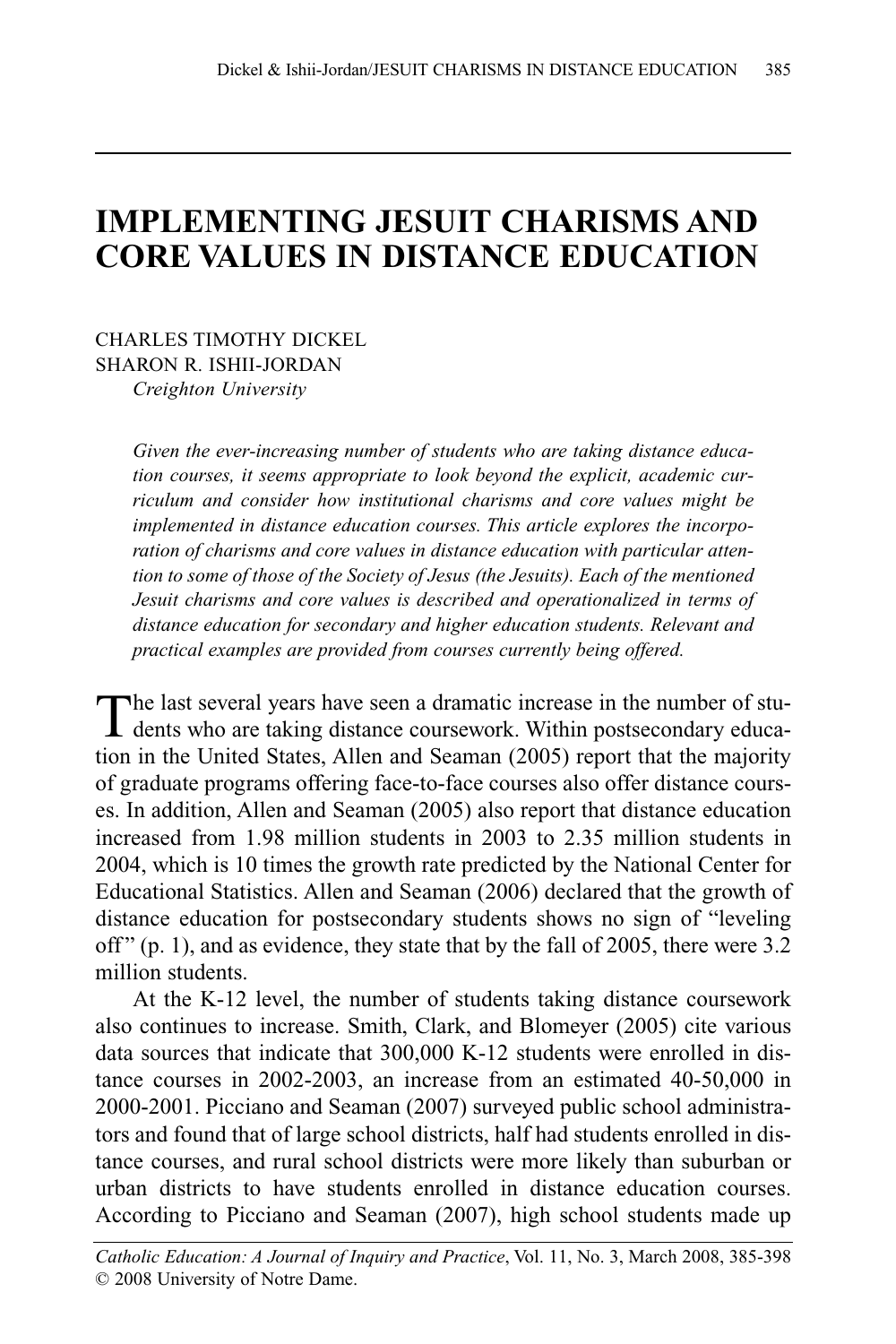# IMPLEMENTING JESUIT CHARISMS AND CORE VALUES IN DISTANCE EDUCATION

CHARLES TIMOTHY DICKEL
SHARON R. ISHII-JORDAN
*Creighton University*

*Given the ever-increasing number of students who are taking distance education courses, it seems appropriate to look beyond the explicit, academic curriculum and consider how institutional charisms and core values might be implemented in distance education courses. This article explores the incorporation of charisms and core values in distance education with particular attention to some of those of the Society of Jesus (the Jesuits). Each of the mentioned Jesuit charisms and core values is described and operationalized in terms of distance education for secondary and higher education students. Relevant and practical examples are provided from courses currently being offered.*

The last several years have seen a dramatic increase in the number of students who are taking distance coursework. Within postsecondary education in the United States, Allen and Seaman (2005) report that the majority of graduate programs offering face-to-face courses also offer distance courses. In addition, Allen and Seaman (2005) also report that distance education increased from 1.98 million students in 2003 to 2.35 million students in 2004, which is 10 times the growth rate predicted by the National Center for Educational Statistics. Allen and Seaman (2006) declared that the growth of distance education for postsecondary students shows no sign of "leveling off" (p. 1), and as evidence, they state that by the fall of 2005, there were 3.2 million students.

At the K-12 level, the number of students taking distance coursework also continues to increase. Smith, Clark, and Blomeyer (2005) cite various data sources that indicate that 300,000 K-12 students were enrolled in distance courses in 2002-2003, an increase from an estimated 40-50,000 in 2000-2001. Picciano and Seaman (2007) surveyed public school administrators and found that of large school districts, half had students enrolled in distance courses, and rural school districts were more likely than suburban or urban districts to have students enrolled in distance education courses. According to Picciano and Seaman (2007), high school students made up

*Catholic Education: A Journal of Inquiry and Practice*, Vol. 11, No. 3, March 2008, 385-398
© 2008 University of Notre Dame.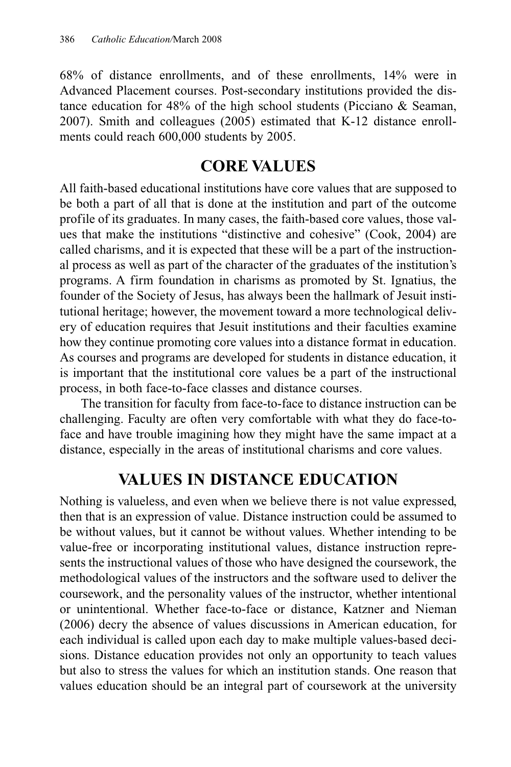68% of distance enrollments, and of these enrollments, 14% were in Advanced Placement courses. Post-secondary institutions provided the distance education for 48% of the high school students (Picciano & Seaman, 2007). Smith and colleagues (2005) estimated that K-12 distance enrollments could reach 600,000 students by 2005.

## CORE VALUES

All faith-based educational institutions have core values that are supposed to be both a part of all that is done at the institution and part of the outcome profile of its graduates. In many cases, the faith-based core values, those values that make the institutions "distinctive and cohesive" (Cook, 2004) are called charisms, and it is expected that these will be a part of the instructional process as well as part of the character of the graduates of the institution's programs. A firm foundation in charisms as promoted by St. Ignatius, the founder of the Society of Jesus, has always been the hallmark of Jesuit institutional heritage; however, the movement toward a more technological delivery of education requires that Jesuit institutions and their faculties examine how they continue promoting core values into a distance format in education. As courses and programs are developed for students in distance education, it is important that the institutional core values be a part of the instructional process, in both face-to-face classes and distance courses.

The transition for faculty from face-to-face to distance instruction can be challenging. Faculty are often very comfortable with what they do face-to-face and have trouble imagining how they might have the same impact at a distance, especially in the areas of institutional charisms and core values.

## VALUES IN DISTANCE EDUCATION

Nothing is valueless, and even when we believe there is not value expressed, then that is an expression of value. Distance instruction could be assumed to be without values, but it cannot be without values. Whether intending to be value-free or incorporating institutional values, distance instruction represents the instructional values of those who have designed the coursework, the methodological values of the instructors and the software used to deliver the coursework, and the personality values of the instructor, whether intentional or unintentional. Whether face-to-face or distance, Katzner and Nieman (2006) decry the absence of values discussions in American education, for each individual is called upon each day to make multiple values-based decisions. Distance education provides not only an opportunity to teach values but also to stress the values for which an institution stands. One reason that values education should be an integral part of coursework at the university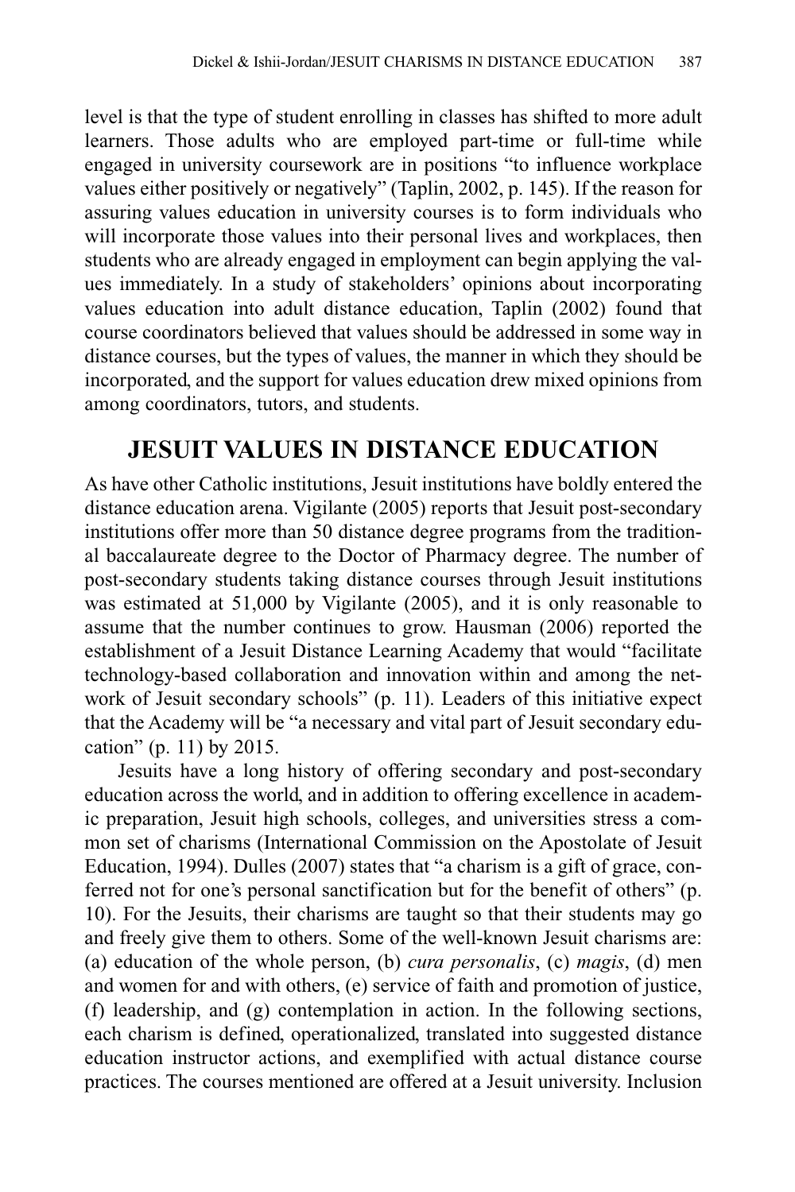level is that the type of student enrolling in classes has shifted to more adult learners. Those adults who are employed part-time or full-time while engaged in university coursework are in positions "to influence workplace values either positively or negatively" (Taplin, 2002, p. 145). If the reason for assuring values education in university courses is to form individuals who will incorporate those values into their personal lives and workplaces, then students who are already engaged in employment can begin applying the values immediately. In a study of stakeholders' opinions about incorporating values education into adult distance education, Taplin (2002) found that course coordinators believed that values should be addressed in some way in distance courses, but the types of values, the manner in which they should be incorporated, and the support for values education drew mixed opinions from among coordinators, tutors, and students.

## JESUIT VALUES IN DISTANCE EDUCATION

As have other Catholic institutions, Jesuit institutions have boldly entered the distance education arena. Vigilante (2005) reports that Jesuit post-secondary institutions offer more than 50 distance degree programs from the traditional baccalaureate degree to the Doctor of Pharmacy degree. The number of post-secondary students taking distance courses through Jesuit institutions was estimated at 51,000 by Vigilante (2005), and it is only reasonable to assume that the number continues to grow. Hausman (2006) reported the establishment of a Jesuit Distance Learning Academy that would "facilitate technology-based collaboration and innovation within and among the network of Jesuit secondary schools" (p. 11). Leaders of this initiative expect that the Academy will be "a necessary and vital part of Jesuit secondary education" (p. 11) by 2015.

Jesuits have a long history of offering secondary and post-secondary education across the world, and in addition to offering excellence in academic preparation, Jesuit high schools, colleges, and universities stress a common set of charisms (International Commission on the Apostolate of Jesuit Education, 1994). Dulles (2007) states that "a charism is a gift of grace, conferred not for one's personal sanctification but for the benefit of others" (p. 10). For the Jesuits, their charisms are taught so that their students may go and freely give them to others. Some of the well-known Jesuit charisms are: (a) education of the whole person, (b) *cura personalis*, (c) *magis*, (d) men and women for and with others, (e) service of faith and promotion of justice, (f) leadership, and (g) contemplation in action. In the following sections, each charism is defined, operationalized, translated into suggested distance education instructor actions, and exemplified with actual distance course practices. The courses mentioned are offered at a Jesuit university. Inclusion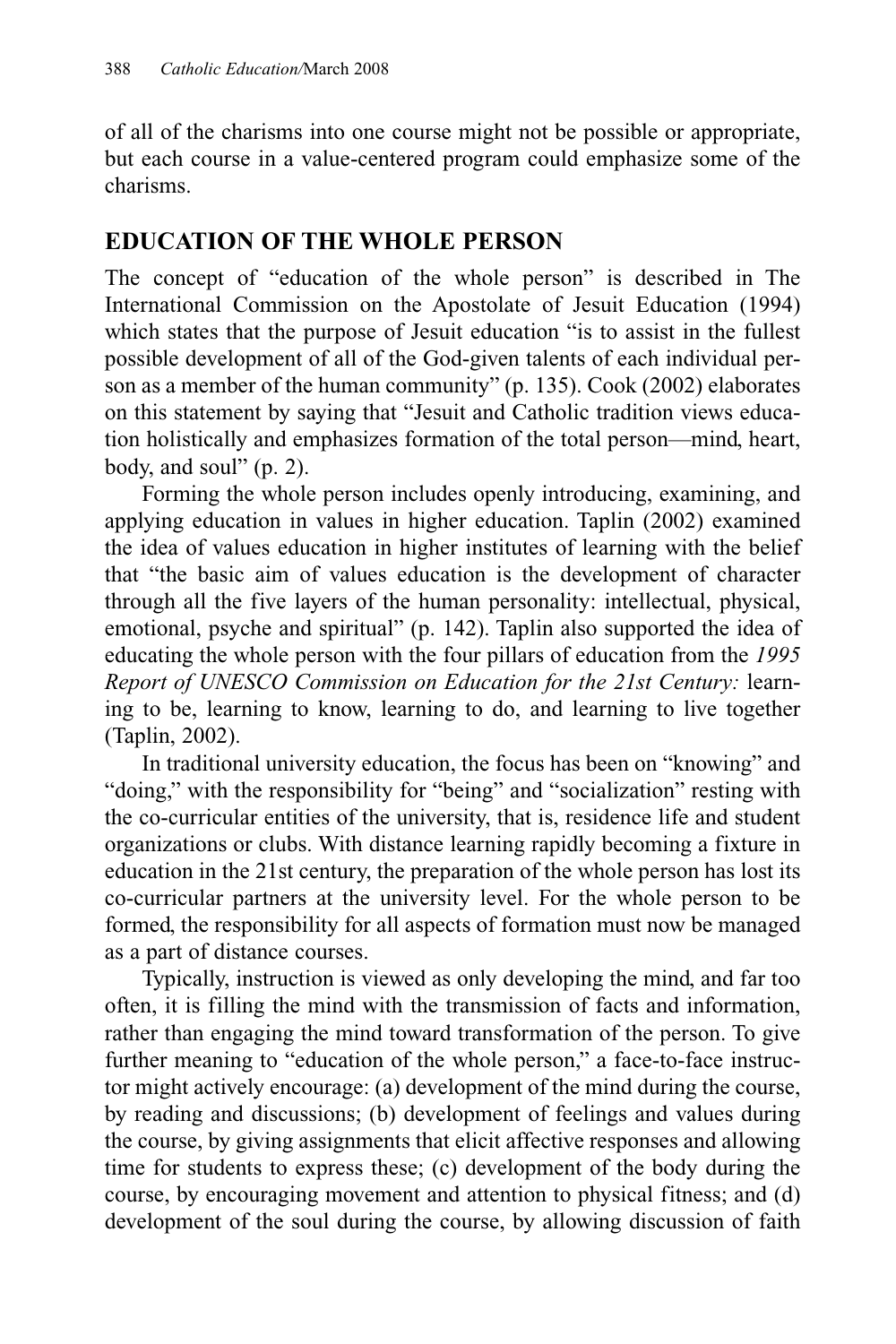of all of the charisms into one course might not be possible or appropriate, but each course in a value-centered program could emphasize some of the charisms.

## EDUCATION OF THE WHOLE PERSON

The concept of "education of the whole person" is described in The International Commission on the Apostolate of Jesuit Education (1994) which states that the purpose of Jesuit education "is to assist in the fullest possible development of all of the God-given talents of each individual person as a member of the human community" (p. 135). Cook (2002) elaborates on this statement by saying that "Jesuit and Catholic tradition views education holistically and emphasizes formation of the total person—mind, heart, body, and soul" (p. 2).

Forming the whole person includes openly introducing, examining, and applying education in values in higher education. Taplin (2002) examined the idea of values education in higher institutes of learning with the belief that "the basic aim of values education is the development of character through all the five layers of the human personality: intellectual, physical, emotional, psyche and spiritual" (p. 142). Taplin also supported the idea of educating the whole person with the four pillars of education from the *1995 Report of UNESCO Commission on Education for the 21st Century:* learning to be, learning to know, learning to do, and learning to live together (Taplin, 2002).

In traditional university education, the focus has been on "knowing" and "doing," with the responsibility for "being" and "socialization" resting with the co-curricular entities of the university, that is, residence life and student organizations or clubs. With distance learning rapidly becoming a fixture in education in the 21st century, the preparation of the whole person has lost its co-curricular partners at the university level. For the whole person to be formed, the responsibility for all aspects of formation must now be managed as a part of distance courses.

Typically, instruction is viewed as only developing the mind, and far too often, it is filling the mind with the transmission of facts and information, rather than engaging the mind toward transformation of the person. To give further meaning to "education of the whole person," a face-to-face instructor might actively encourage: (a) development of the mind during the course, by reading and discussions; (b) development of feelings and values during the course, by giving assignments that elicit affective responses and allowing time for students to express these; (c) development of the body during the course, by encouraging movement and attention to physical fitness; and (d) development of the soul during the course, by allowing discussion of faith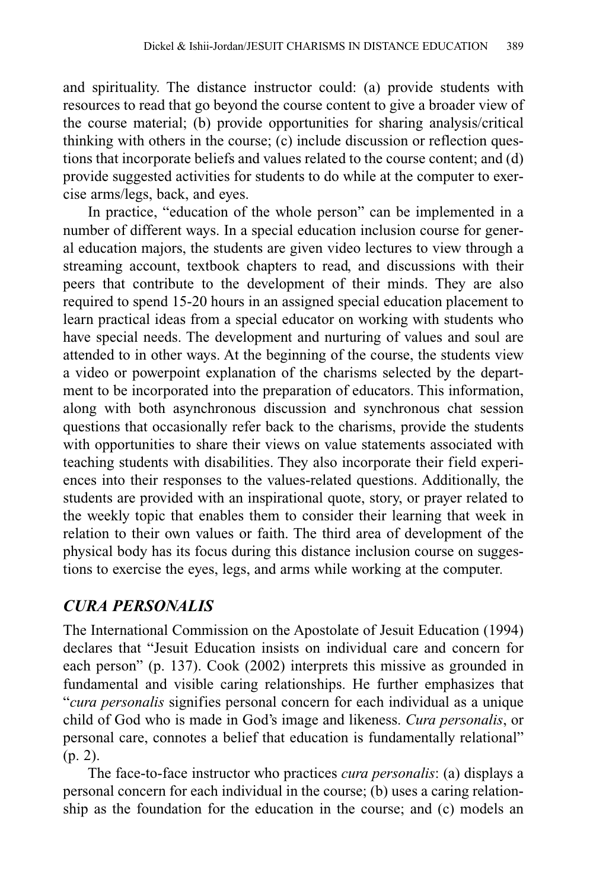and spirituality. The distance instructor could: (a) provide students with resources to read that go beyond the course content to give a broader view of the course material; (b) provide opportunities for sharing analysis/critical thinking with others in the course; (c) include discussion or reflection questions that incorporate beliefs and values related to the course content; and (d) provide suggested activities for students to do while at the computer to exercise arms/legs, back, and eyes.

In practice, "education of the whole person" can be implemented in a number of different ways. In a special education inclusion course for general education majors, the students are given video lectures to view through a streaming account, textbook chapters to read, and discussions with their peers that contribute to the development of their minds. They are also required to spend 15-20 hours in an assigned special education placement to learn practical ideas from a special educator on working with students who have special needs. The development and nurturing of values and soul are attended to in other ways. At the beginning of the course, the students view a video or powerpoint explanation of the charisms selected by the department to be incorporated into the preparation of educators. This information, along with both asynchronous discussion and synchronous chat session questions that occasionally refer back to the charisms, provide the students with opportunities to share their views on value statements associated with teaching students with disabilities. They also incorporate their field experiences into their responses to the values-related questions. Additionally, the students are provided with an inspirational quote, story, or prayer related to the weekly topic that enables them to consider their learning that week in relation to their own values or faith. The third area of development of the physical body has its focus during this distance inclusion course on suggestions to exercise the eyes, legs, and arms while working at the computer.

## *CURA PERSONALIS*

The International Commission on the Apostolate of Jesuit Education (1994) declares that "Jesuit Education insists on individual care and concern for each person" (p. 137). Cook (2002) interprets this missive as grounded in fundamental and visible caring relationships. He further emphasizes that "*cura personalis* signifies personal concern for each individual as a unique child of God who is made in God's image and likeness. *Cura personalis*, or personal care, connotes a belief that education is fundamentally relational" (p. 2).

The face-to-face instructor who practices *cura personalis*: (a) displays a personal concern for each individual in the course; (b) uses a caring relationship as the foundation for the education in the course; and (c) models an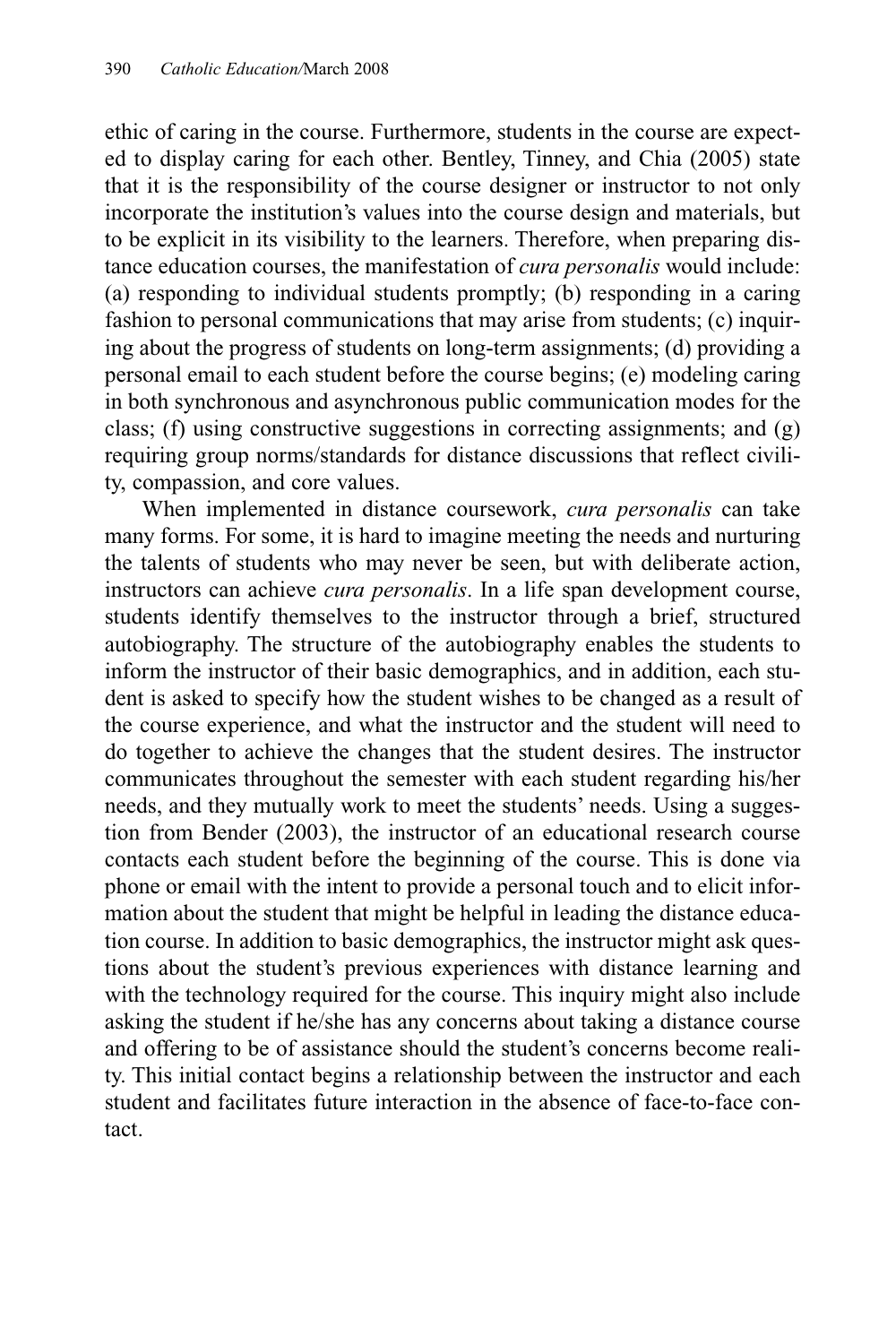ethic of caring in the course. Furthermore, students in the course are expected to display caring for each other. Bentley, Tinney, and Chia (2005) state that it is the responsibility of the course designer or instructor to not only incorporate the institution's values into the course design and materials, but to be explicit in its visibility to the learners. Therefore, when preparing distance education courses, the manifestation of *cura personalis* would include: (a) responding to individual students promptly; (b) responding in a caring fashion to personal communications that may arise from students; (c) inquiring about the progress of students on long-term assignments; (d) providing a personal email to each student before the course begins; (e) modeling caring in both synchronous and asynchronous public communication modes for the class; (f) using constructive suggestions in correcting assignments; and (g) requiring group norms/standards for distance discussions that reflect civility, compassion, and core values.

When implemented in distance coursework, *cura personalis* can take many forms. For some, it is hard to imagine meeting the needs and nurturing the talents of students who may never be seen, but with deliberate action, instructors can achieve *cura personalis*. In a life span development course, students identify themselves to the instructor through a brief, structured autobiography. The structure of the autobiography enables the students to inform the instructor of their basic demographics, and in addition, each student is asked to specify how the student wishes to be changed as a result of the course experience, and what the instructor and the student will need to do together to achieve the changes that the student desires. The instructor communicates throughout the semester with each student regarding his/her needs, and they mutually work to meet the students' needs. Using a suggestion from Bender (2003), the instructor of an educational research course contacts each student before the beginning of the course. This is done via phone or email with the intent to provide a personal touch and to elicit information about the student that might be helpful in leading the distance education course. In addition to basic demographics, the instructor might ask questions about the student's previous experiences with distance learning and with the technology required for the course. This inquiry might also include asking the student if he/she has any concerns about taking a distance course and offering to be of assistance should the student's concerns become reality. This initial contact begins a relationship between the instructor and each student and facilitates future interaction in the absence of face-to-face contact.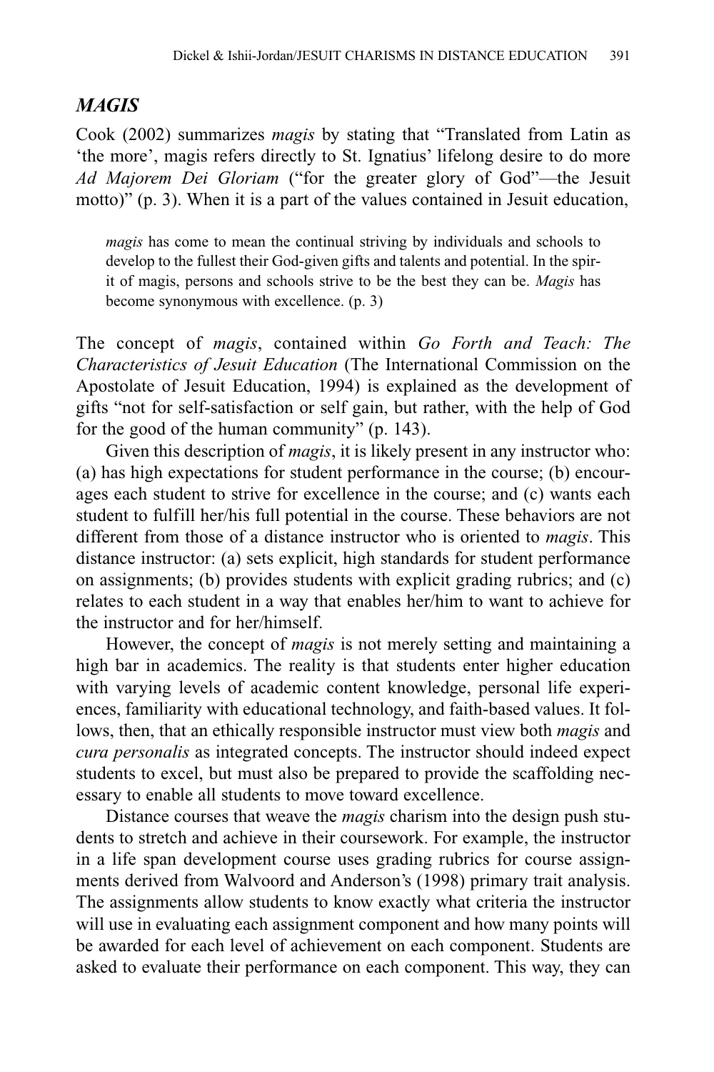## *MAGIS*

Cook (2002) summarizes *magis* by stating that "Translated from Latin as 'the more', magis refers directly to St. Ignatius' lifelong desire to do more *Ad Majorem Dei Gloriam* ("for the greater glory of God"—the Jesuit motto)" (p. 3). When it is a part of the values contained in Jesuit education,

> *magis* has come to mean the continual striving by individuals and schools to develop to the fullest their God-given gifts and talents and potential. In the spirit of magis, persons and schools strive to be the best they can be. *Magis* has become synonymous with excellence. (p. 3)

The concept of *magis*, contained within *Go Forth and Teach: The Characteristics of Jesuit Education* (The International Commission on the Apostolate of Jesuit Education, 1994) is explained as the development of gifts "not for self-satisfaction or self gain, but rather, with the help of God for the good of the human community" (p. 143).

Given this description of *magis*, it is likely present in any instructor who: (a) has high expectations for student performance in the course; (b) encourages each student to strive for excellence in the course; and (c) wants each student to fulfill her/his full potential in the course. These behaviors are not different from those of a distance instructor who is oriented to *magis*. This distance instructor: (a) sets explicit, high standards for student performance on assignments; (b) provides students with explicit grading rubrics; and (c) relates to each student in a way that enables her/him to want to achieve for the instructor and for her/himself.

However, the concept of *magis* is not merely setting and maintaining a high bar in academics. The reality is that students enter higher education with varying levels of academic content knowledge, personal life experiences, familiarity with educational technology, and faith-based values. It follows, then, that an ethically responsible instructor must view both *magis* and *cura personalis* as integrated concepts. The instructor should indeed expect students to excel, but must also be prepared to provide the scaffolding necessary to enable all students to move toward excellence.

Distance courses that weave the *magis* charism into the design push students to stretch and achieve in their coursework. For example, the instructor in a life span development course uses grading rubrics for course assignments derived from Walvoord and Anderson's (1998) primary trait analysis. The assignments allow students to know exactly what criteria the instructor will use in evaluating each assignment component and how many points will be awarded for each level of achievement on each component. Students are asked to evaluate their performance on each component. This way, they can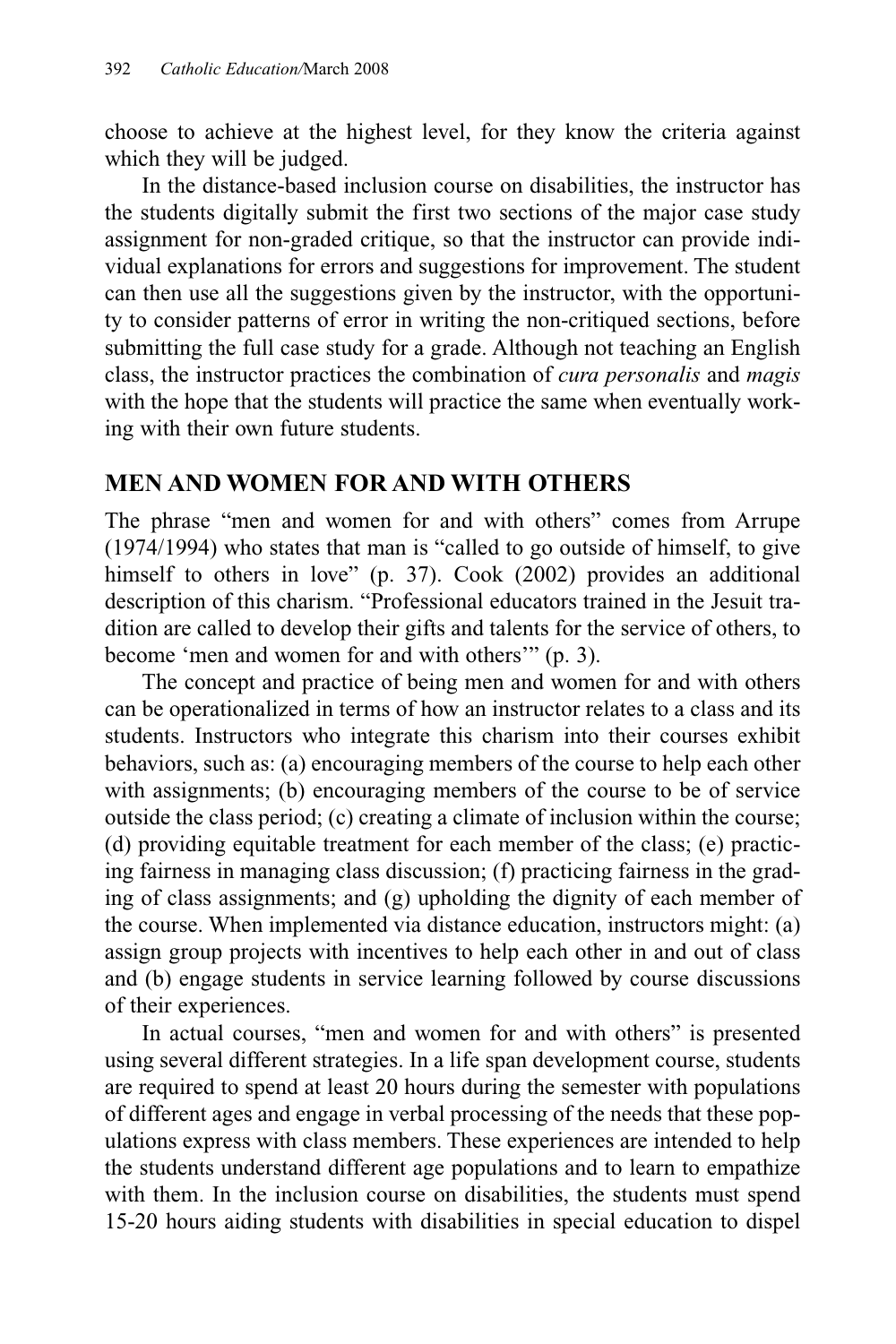choose to achieve at the highest level, for they know the criteria against which they will be judged.

In the distance-based inclusion course on disabilities, the instructor has the students digitally submit the first two sections of the major case study assignment for non-graded critique, so that the instructor can provide individual explanations for errors and suggestions for improvement. The student can then use all the suggestions given by the instructor, with the opportunity to consider patterns of error in writing the non-critiqued sections, before submitting the full case study for a grade. Although not teaching an English class, the instructor practices the combination of *cura personalis* and *magis* with the hope that the students will practice the same when eventually working with their own future students.

## MEN AND WOMEN FOR AND WITH OTHERS

The phrase "men and women for and with others" comes from Arrupe (1974/1994) who states that man is "called to go outside of himself, to give himself to others in love" (p. 37). Cook (2002) provides an additional description of this charism. "Professional educators trained in the Jesuit tradition are called to develop their gifts and talents for the service of others, to become 'men and women for and with others'" (p. 3).

The concept and practice of being men and women for and with others can be operationalized in terms of how an instructor relates to a class and its students. Instructors who integrate this charism into their courses exhibit behaviors, such as: (a) encouraging members of the course to help each other with assignments; (b) encouraging members of the course to be of service outside the class period; (c) creating a climate of inclusion within the course; (d) providing equitable treatment for each member of the class; (e) practicing fairness in managing class discussion; (f) practicing fairness in the grading of class assignments; and (g) upholding the dignity of each member of the course. When implemented via distance education, instructors might: (a) assign group projects with incentives to help each other in and out of class and (b) engage students in service learning followed by course discussions of their experiences.

In actual courses, "men and women for and with others" is presented using several different strategies. In a life span development course, students are required to spend at least 20 hours during the semester with populations of different ages and engage in verbal processing of the needs that these populations express with class members. These experiences are intended to help the students understand different age populations and to learn to empathize with them. In the inclusion course on disabilities, the students must spend 15-20 hours aiding students with disabilities in special education to dispel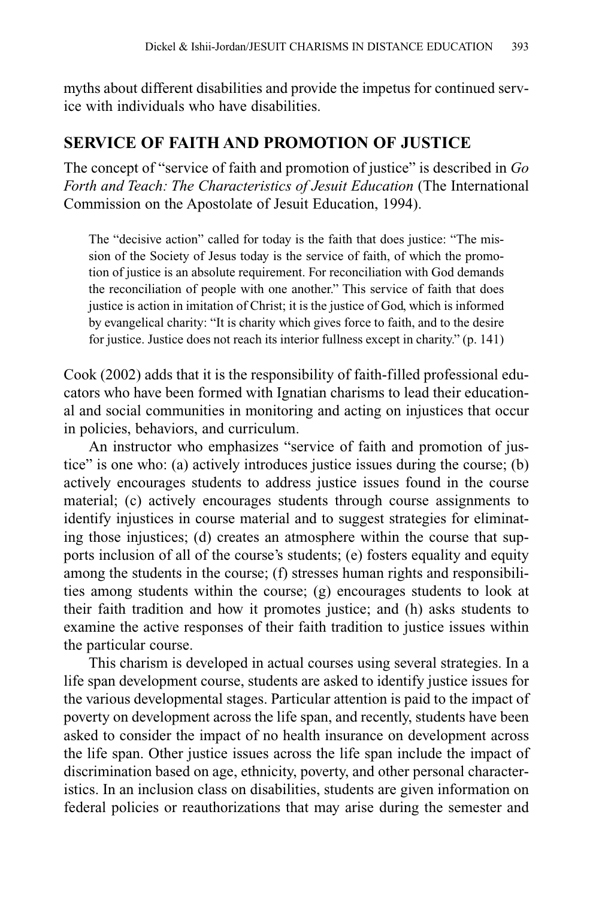myths about different disabilities and provide the impetus for continued service with individuals who have disabilities.

## SERVICE OF FAITH AND PROMOTION OF JUSTICE

The concept of "service of faith and promotion of justice" is described in *Go Forth and Teach: The Characteristics of Jesuit Education* (The International Commission on the Apostolate of Jesuit Education, 1994).

> The "decisive action" called for today is the faith that does justice: "The mission of the Society of Jesus today is the service of faith, of which the promotion of justice is an absolute requirement. For reconciliation with God demands the reconciliation of people with one another." This service of faith that does justice is action in imitation of Christ; it is the justice of God, which is informed by evangelical charity: "It is charity which gives force to faith, and to the desire for justice. Justice does not reach its interior fullness except in charity." (p. 141)

Cook (2002) adds that it is the responsibility of faith-filled professional educators who have been formed with Ignatian charisms to lead their educational and social communities in monitoring and acting on injustices that occur in policies, behaviors, and curriculum.

An instructor who emphasizes "service of faith and promotion of justice" is one who: (a) actively introduces justice issues during the course; (b) actively encourages students to address justice issues found in the course material; (c) actively encourages students through course assignments to identify injustices in course material and to suggest strategies for eliminating those injustices; (d) creates an atmosphere within the course that supports inclusion of all of the course's students; (e) fosters equality and equity among the students in the course; (f) stresses human rights and responsibilities among students within the course; (g) encourages students to look at their faith tradition and how it promotes justice; and (h) asks students to examine the active responses of their faith tradition to justice issues within the particular course.

This charism is developed in actual courses using several strategies. In a life span development course, students are asked to identify justice issues for the various developmental stages. Particular attention is paid to the impact of poverty on development across the life span, and recently, students have been asked to consider the impact of no health insurance on development across the life span. Other justice issues across the life span include the impact of discrimination based on age, ethnicity, poverty, and other personal characteristics. In an inclusion class on disabilities, students are given information on federal policies or reauthorizations that may arise during the semester and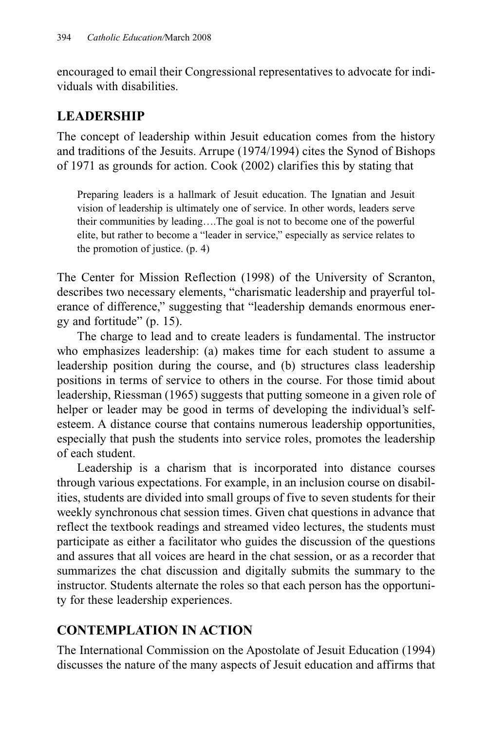encouraged to email their Congressional representatives to advocate for individuals with disabilities.

## LEADERSHIP

The concept of leadership within Jesuit education comes from the history and traditions of the Jesuits. Arrupe (1974/1994) cites the Synod of Bishops of 1971 as grounds for action. Cook (2002) clarifies this by stating that

> Preparing leaders is a hallmark of Jesuit education. The Ignatian and Jesuit vision of leadership is ultimately one of service. In other words, leaders serve their communities by leading….The goal is not to become one of the powerful elite, but rather to become a "leader in service," especially as service relates to the promotion of justice. (p. 4)

The Center for Mission Reflection (1998) of the University of Scranton, describes two necessary elements, "charismatic leadership and prayerful tolerance of difference," suggesting that "leadership demands enormous energy and fortitude" (p. 15).

The charge to lead and to create leaders is fundamental. The instructor who emphasizes leadership: (a) makes time for each student to assume a leadership position during the course, and (b) structures class leadership positions in terms of service to others in the course. For those timid about leadership, Riessman (1965) suggests that putting someone in a given role of helper or leader may be good in terms of developing the individual's self-esteem. A distance course that contains numerous leadership opportunities, especially that push the students into service roles, promotes the leadership of each student.

Leadership is a charism that is incorporated into distance courses through various expectations. For example, in an inclusion course on disabilities, students are divided into small groups of five to seven students for their weekly synchronous chat session times. Given chat questions in advance that reflect the textbook readings and streamed video lectures, the students must participate as either a facilitator who guides the discussion of the questions and assures that all voices are heard in the chat session, or as a recorder that summarizes the chat discussion and digitally submits the summary to the instructor. Students alternate the roles so that each person has the opportunity for these leadership experiences.

## CONTEMPLATION IN ACTION

The International Commission on the Apostolate of Jesuit Education (1994) discusses the nature of the many aspects of Jesuit education and affirms that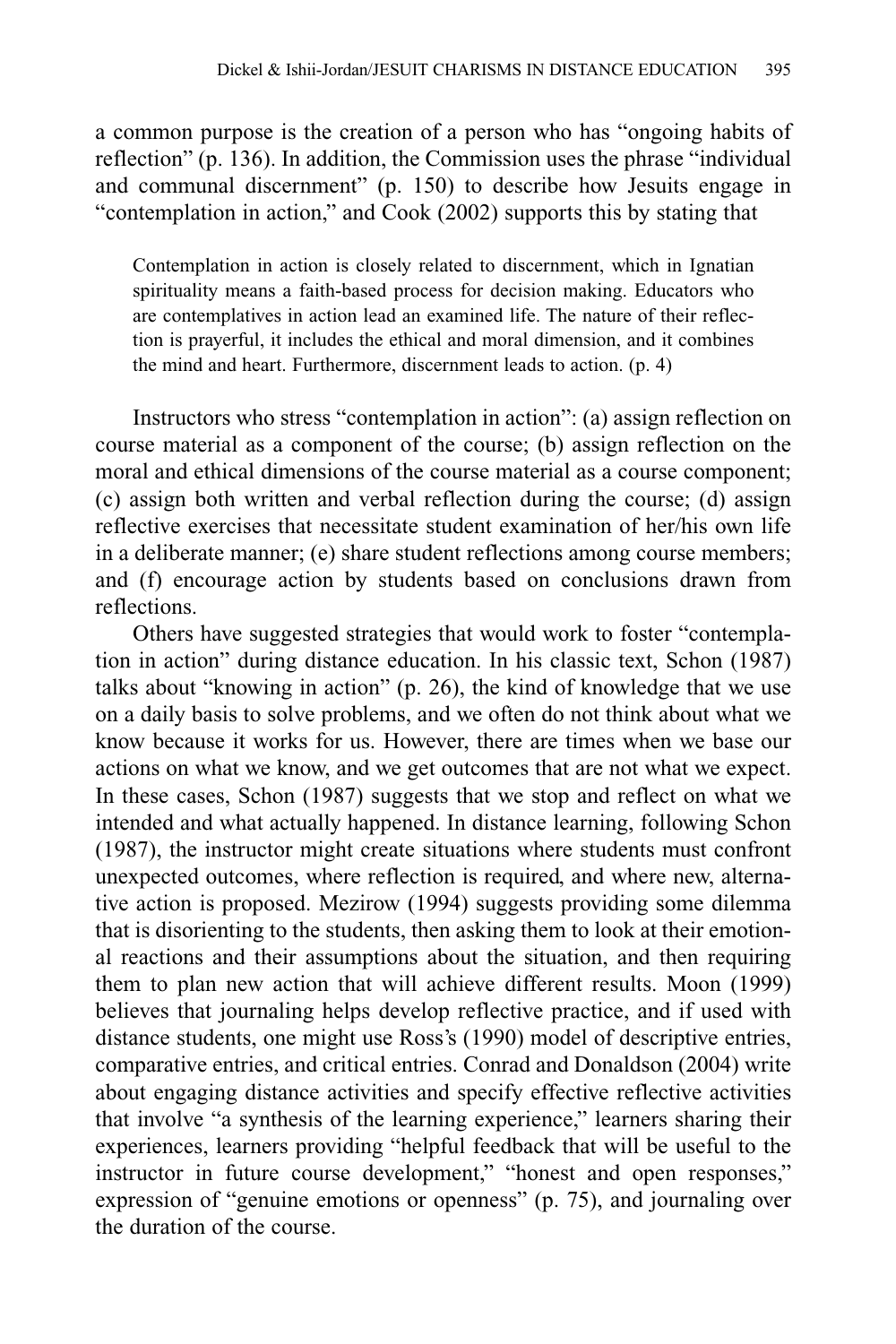a common purpose is the creation of a person who has "ongoing habits of reflection" (p. 136). In addition, the Commission uses the phrase "individual and communal discernment" (p. 150) to describe how Jesuits engage in "contemplation in action," and Cook (2002) supports this by stating that

> Contemplation in action is closely related to discernment, which in Ignatian spirituality means a faith-based process for decision making. Educators who are contemplatives in action lead an examined life. The nature of their reflection is prayerful, it includes the ethical and moral dimension, and it combines the mind and heart. Furthermore, discernment leads to action. (p. 4)

Instructors who stress "contemplation in action": (a) assign reflection on course material as a component of the course; (b) assign reflection on the moral and ethical dimensions of the course material as a course component; (c) assign both written and verbal reflection during the course; (d) assign reflective exercises that necessitate student examination of her/his own life in a deliberate manner; (e) share student reflections among course members; and (f) encourage action by students based on conclusions drawn from reflections.

Others have suggested strategies that would work to foster "contemplation in action" during distance education. In his classic text, Schon (1987) talks about "knowing in action" (p. 26), the kind of knowledge that we use on a daily basis to solve problems, and we often do not think about what we know because it works for us. However, there are times when we base our actions on what we know, and we get outcomes that are not what we expect. In these cases, Schon (1987) suggests that we stop and reflect on what we intended and what actually happened. In distance learning, following Schon (1987), the instructor might create situations where students must confront unexpected outcomes, where reflection is required, and where new, alternative action is proposed. Mezirow (1994) suggests providing some dilemma that is disorienting to the students, then asking them to look at their emotional reactions and their assumptions about the situation, and then requiring them to plan new action that will achieve different results. Moon (1999) believes that journaling helps develop reflective practice, and if used with distance students, one might use Ross's (1990) model of descriptive entries, comparative entries, and critical entries. Conrad and Donaldson (2004) write about engaging distance activities and specify effective reflective activities that involve "a synthesis of the learning experience," learners sharing their experiences, learners providing "helpful feedback that will be useful to the instructor in future course development," "honest and open responses," expression of "genuine emotions or openness" (p. 75), and journaling over the duration of the course.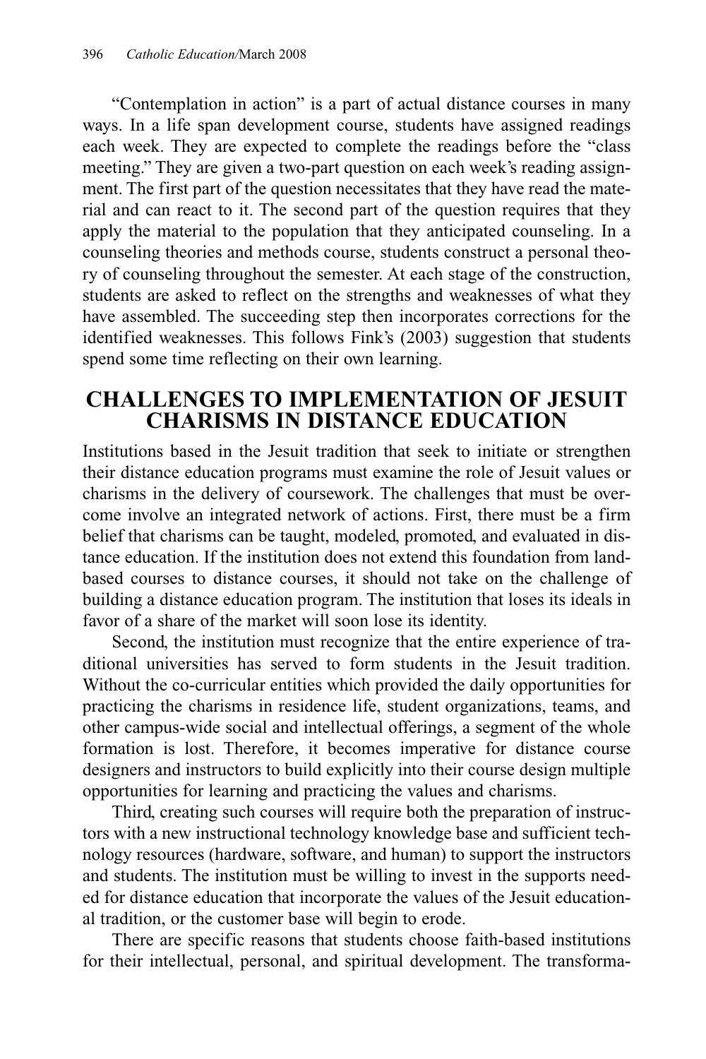"Contemplation in action" is a part of actual distance courses in many ways. In a life span development course, students have assigned readings each week. They are expected to complete the readings before the "class meeting." They are given a two-part question on each week's reading assignment. The first part of the question necessitates that they have read the material and can react to it. The second part of the question requires that they apply the material to the population that they anticipated counseling. In a counseling theories and methods course, students construct a personal theory of counseling throughout the semester. At each stage of the construction, students are asked to reflect on the strengths and weaknesses of what they have assembled. The succeeding step then incorporates corrections for the identified weaknesses. This follows Fink's (2003) suggestion that students spend some time reflecting on their own learning.

## CHALLENGES TO IMPLEMENTATION OF JESUIT CHARISMS IN DISTANCE EDUCATION

Institutions based in the Jesuit tradition that seek to initiate or strengthen their distance education programs must examine the role of Jesuit values or charisms in the delivery of coursework. The challenges that must be overcome involve an integrated network of actions. First, there must be a firm belief that charisms can be taught, modeled, promoted, and evaluated in distance education. If the institution does not extend this foundation from land-based courses to distance courses, it should not take on the challenge of building a distance education program. The institution that loses its ideals in favor of a share of the market will soon lose its identity.

Second, the institution must recognize that the entire experience of traditional universities has served to form students in the Jesuit tradition. Without the co-curricular entities which provided the daily opportunities for practicing the charisms in residence life, student organizations, teams, and other campus-wide social and intellectual offerings, a segment of the whole formation is lost. Therefore, it becomes imperative for distance course designers and instructors to build explicitly into their course design multiple opportunities for learning and practicing the values and charisms.

Third, creating such courses will require both the preparation of instructors with a new instructional technology knowledge base and sufficient technology resources (hardware, software, and human) to support the instructors and students. The institution must be willing to invest in the supports needed for distance education that incorporate the values of the Jesuit educational tradition, or the customer base will begin to erode.

There are specific reasons that students choose faith-based institutions for their intellectual, personal, and spiritual development. The transforma-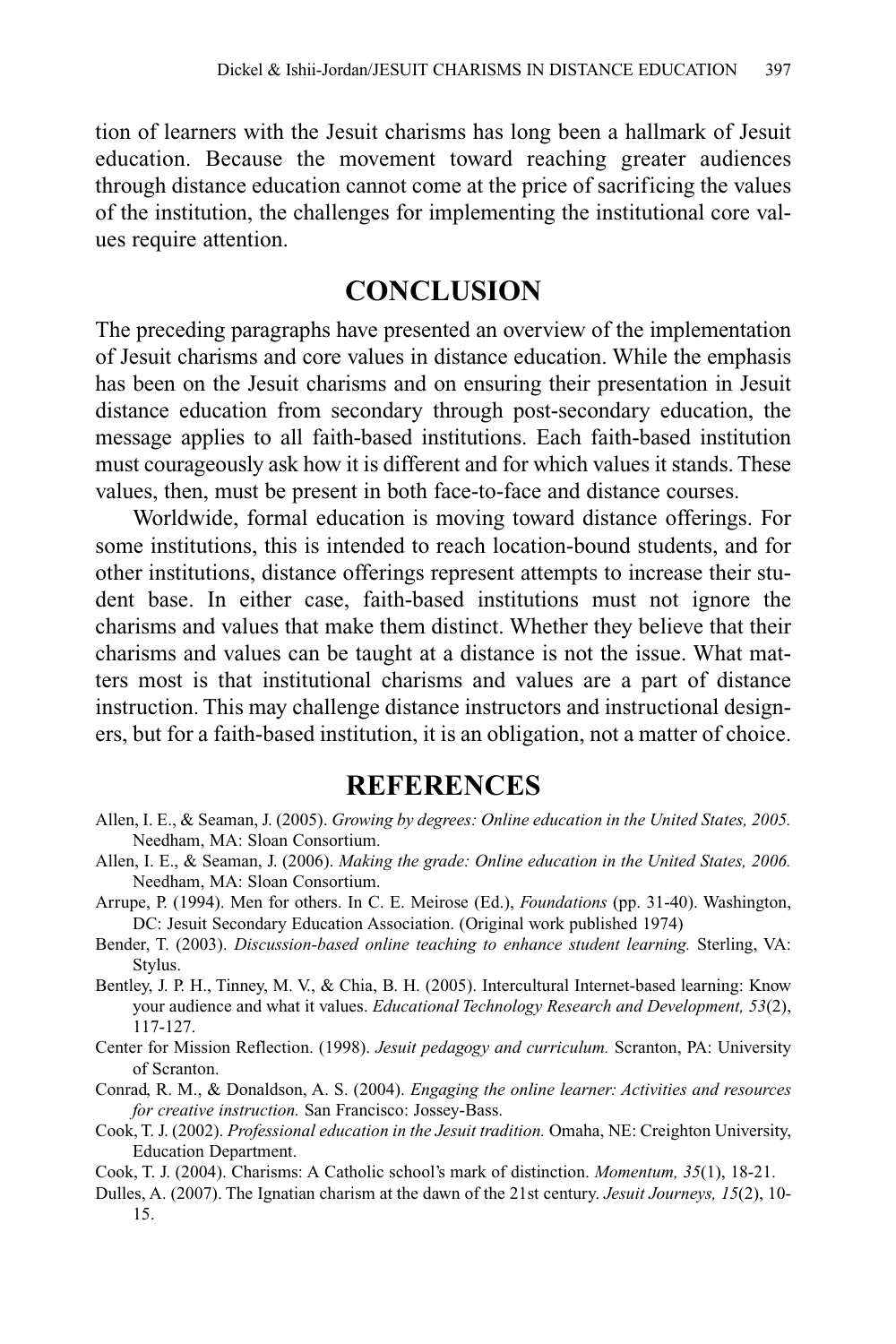tion of learners with the Jesuit charisms has long been a hallmark of Jesuit education. Because the movement toward reaching greater audiences through distance education cannot come at the price of sacrificing the values of the institution, the challenges for implementing the institutional core values require attention.

## CONCLUSION

The preceding paragraphs have presented an overview of the implementation of Jesuit charisms and core values in distance education. While the emphasis has been on the Jesuit charisms and on ensuring their presentation in Jesuit distance education from secondary through post-secondary education, the message applies to all faith-based institutions. Each faith-based institution must courageously ask how it is different and for which values it stands. These values, then, must be present in both face-to-face and distance courses.

Worldwide, formal education is moving toward distance offerings. For some institutions, this is intended to reach location-bound students, and for other institutions, distance offerings represent attempts to increase their student base. In either case, faith-based institutions must not ignore the charisms and values that make them distinct. Whether they believe that their charisms and values can be taught at a distance is not the issue. What matters most is that institutional charisms and values are a part of distance instruction. This may challenge distance instructors and instructional designers, but for a faith-based institution, it is an obligation, not a matter of choice.

## REFERENCES

Allen, I. E., & Seaman, J. (2005). *Growing by degrees: Online education in the United States, 2005.* Needham, MA: Sloan Consortium.

Allen, I. E., & Seaman, J. (2006). *Making the grade: Online education in the United States, 2006.* Needham, MA: Sloan Consortium.

Arrupe, P. (1994). Men for others. In C. E. Meirose (Ed.), *Foundations* (pp. 31-40). Washington, DC: Jesuit Secondary Education Association. (Original work published 1974)

Bender, T. (2003). *Discussion-based online teaching to enhance student learning.* Sterling, VA: Stylus.

Bentley, J. P. H., Tinney, M. V., & Chia, B. H. (2005). Intercultural Internet-based learning: Know your audience and what it values. *Educational Technology Research and Development, 53*(2), 117-127.

Center for Mission Reflection. (1998). *Jesuit pedagogy and curriculum.* Scranton, PA: University of Scranton.

Conrad, R. M., & Donaldson, A. S. (2004). *Engaging the online learner: Activities and resources for creative instruction.* San Francisco: Jossey-Bass.

Cook, T. J. (2002). *Professional education in the Jesuit tradition.* Omaha, NE: Creighton University, Education Department.

Cook, T. J. (2004). Charisms: A Catholic school's mark of distinction. *Momentum, 35*(1), 18-21.

Dulles, A. (2007). The Ignatian charism at the dawn of the 21st century. *Jesuit Journeys, 15*(2), 10-15.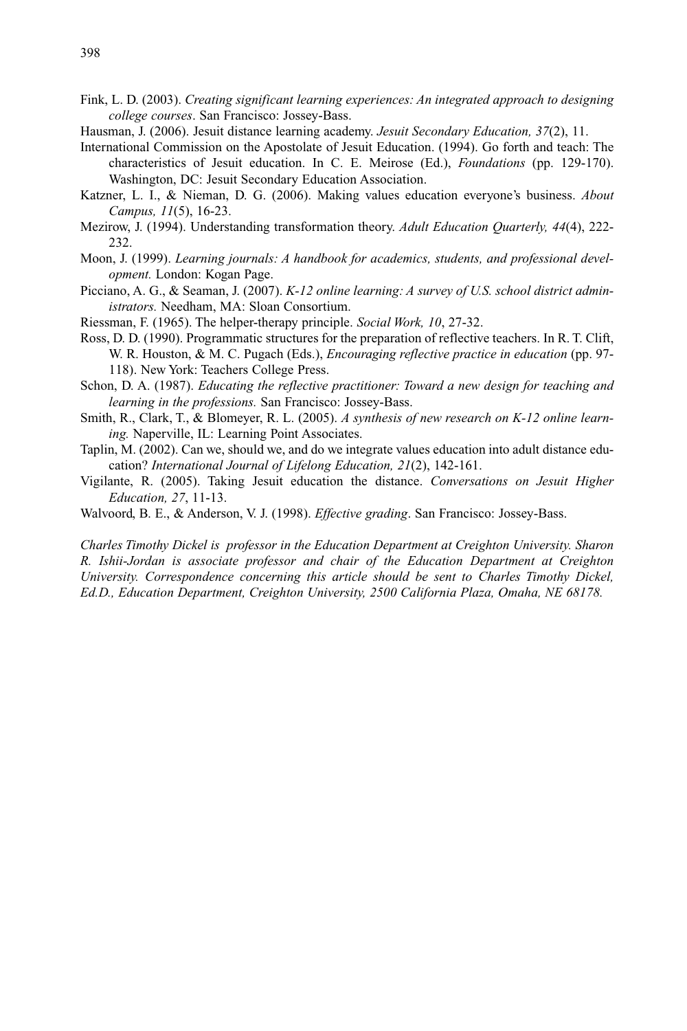Fink, L. D. (2003). *Creating significant learning experiences: An integrated approach to designing college courses*. San Francisco: Jossey-Bass.

Hausman, J. (2006). Jesuit distance learning academy. *Jesuit Secondary Education, 37*(2), 11.

International Commission on the Apostolate of Jesuit Education. (1994). Go forth and teach: The characteristics of Jesuit education. In C. E. Meirose (Ed.), *Foundations* (pp. 129-170). Washington, DC: Jesuit Secondary Education Association.

Katzner, L. I., & Nieman, D. G. (2006). Making values education everyone's business. *About Campus, 11*(5), 16-23.

Mezirow, J. (1994). Understanding transformation theory. *Adult Education Quarterly, 44*(4), 222-232.

Moon, J. (1999). *Learning journals: A handbook for academics, students, and professional development.* London: Kogan Page.

Picciano, A. G., & Seaman, J. (2007). *K-12 online learning: A survey of U.S. school district administrators.* Needham, MA: Sloan Consortium.

Riessman, F. (1965). The helper-therapy principle. *Social Work, 10*, 27-32.

Ross, D. D. (1990). Programmatic structures for the preparation of reflective teachers. In R. T. Clift, W. R. Houston, & M. C. Pugach (Eds.), *Encouraging reflective practice in education* (pp. 97-118). New York: Teachers College Press.

Schon, D. A. (1987). *Educating the reflective practitioner: Toward a new design for teaching and learning in the professions.* San Francisco: Jossey-Bass.

Smith, R., Clark, T., & Blomeyer, R. L. (2005). *A synthesis of new research on K-12 online learning.* Naperville, IL: Learning Point Associates.

Taplin, M. (2002). Can we, should we, and do we integrate values education into adult distance education? *International Journal of Lifelong Education, 21*(2), 142-161.

Vigilante, R. (2005). Taking Jesuit education the distance. *Conversations on Jesuit Higher Education, 27*, 11-13.

Walvoord, B. E., & Anderson, V. J. (1998). *Effective grading*. San Francisco: Jossey-Bass.

*Charles Timothy Dickel is professor in the Education Department at Creighton University. Sharon R. Ishii-Jordan is associate professor and chair of the Education Department at Creighton University. Correspondence concerning this article should be sent to Charles Timothy Dickel, Ed.D., Education Department, Creighton University, 2500 California Plaza, Omaha, NE 68178.*